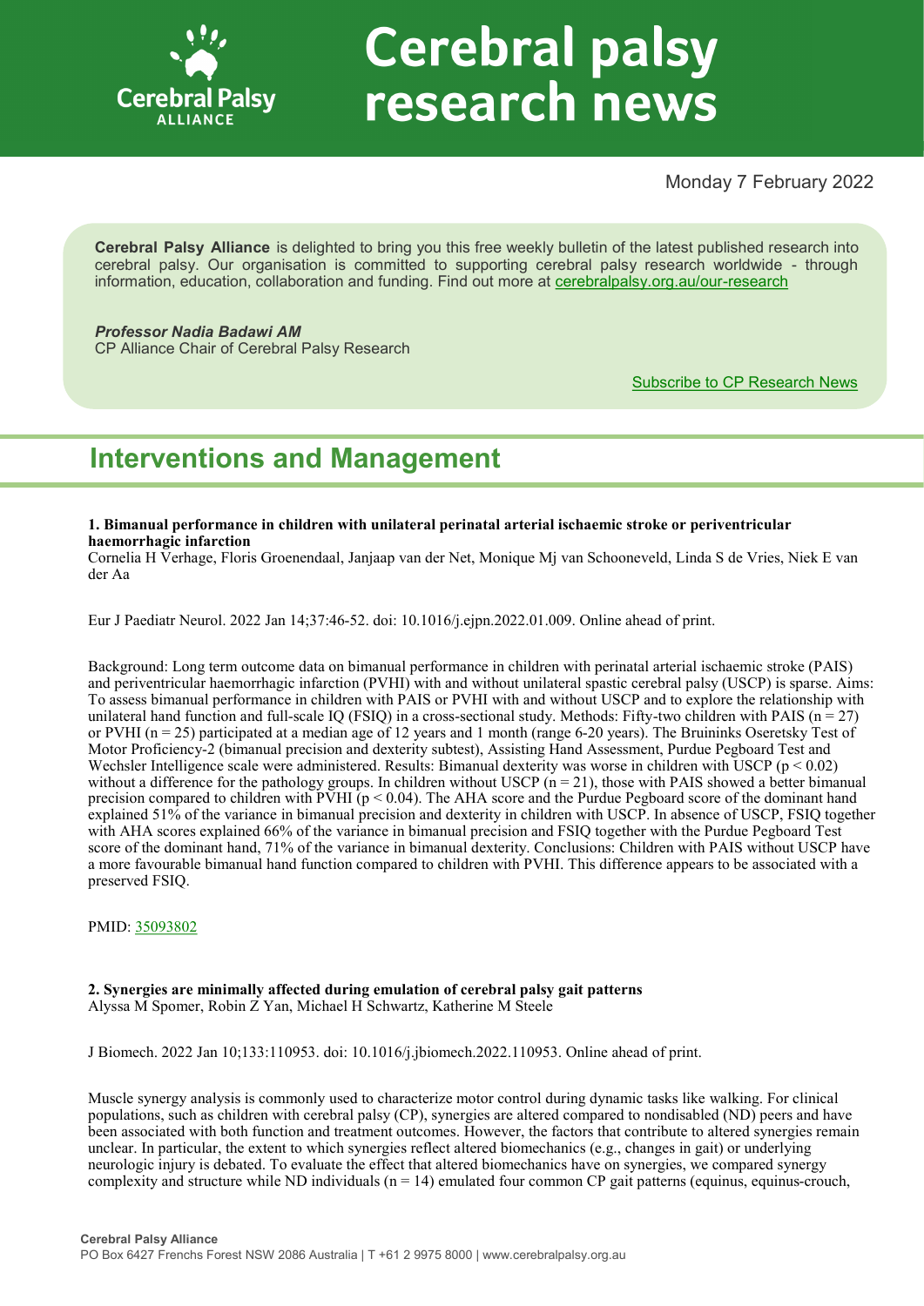# Cerebral palsy research news

Monday 7 February 2022

**Cerebral Palsy Alliance** is delighted to bring you this free weekly bulletin of the latest published research into cerebral palsy. Our organisation is committed to supporting cerebral palsy research worldwide - through information, education, collaboration and funding. Find out more at [cerebralpalsy.org.au/our-research](cerebralpalsy.org.au/our-research)

***Professor Nadia Badawi AM***
CP Alliance Chair of Cerebral Palsy Research

[Subscribe to CP Research News]()

## Interventions and Management

**1. Bimanual performance in children with unilateral perinatal arterial ischaemic stroke or periventricular haemorrhagic infarction**
Cornelia H Verhage, Floris Groenendaal, Janjaap van der Net, Monique Mj van Schooneveld, Linda S de Vries, Niek E van der Aa

Eur J Paediatr Neurol. 2022 Jan 14;37:46-52. doi: 10.1016/j.ejpn.2022.01.009. Online ahead of print.

Background: Long term outcome data on bimanual performance in children with perinatal arterial ischaemic stroke (PAIS) and periventricular haemorrhagic infarction (PVHI) with and without unilateral spastic cerebral palsy (USCP) is sparse. Aims: To assess bimanual performance in children with PAIS or PVHI with and without USCP and to explore the relationship with unilateral hand function and full-scale IQ (FSIQ) in a cross-sectional study. Methods: Fifty-two children with PAIS ($n = 27$) or PVHI ($n = 25$) participated at a median age of 12 years and 1 month (range 6-20 years). The Bruininks Oseretsky Test of Motor Proficiency-2 (bimanual precision and dexterity subtest), Assisting Hand Assessment, Purdue Pegboard Test and Wechsler Intelligence scale were administered. Results: Bimanual dexterity was worse in children with USCP ($p < 0.02$) without a difference for the pathology groups. In children without USCP ($n = 21$), those with PAIS showed a better bimanual precision compared to children with PVHI ($p < 0.04$). The AHA score and the Purdue Pegboard score of the dominant hand explained 51% of the variance in bimanual precision and dexterity in children with USCP. In absence of USCP, FSIQ together with AHA scores explained 66% of the variance in bimanual precision and FSIQ together with the Purdue Pegboard Test score of the dominant hand, 71% of the variance in bimanual dexterity. Conclusions: Children with PAIS without USCP have a more favourable bimanual hand function compared to children with PVHI. This difference appears to be associated with a preserved FSIQ.

PMID: [35093802]()

**2. Synergies are minimally affected during emulation of cerebral palsy gait patterns**
Alyssa M Spomer, Robin Z Yan, Michael H Schwartz, Katherine M Steele

J Biomech. 2022 Jan 10;133:110953. doi: 10.1016/j.jbiomech.2022.110953. Online ahead of print.

Muscle synergy analysis is commonly used to characterize motor control during dynamic tasks like walking. For clinical populations, such as children with cerebral palsy (CP), synergies are altered compared to nondisabled (ND) peers and have been associated with both function and treatment outcomes. However, the factors that contribute to altered synergies remain unclear. In particular, the extent to which synergies reflect altered biomechanics (e.g., changes in gait) or underlying neurologic injury is debated. To evaluate the effect that altered biomechanics have on synergies, we compared synergy complexity and structure while ND individuals ($n = 14$) emulated four common CP gait patterns (equinus, equinus-crouch,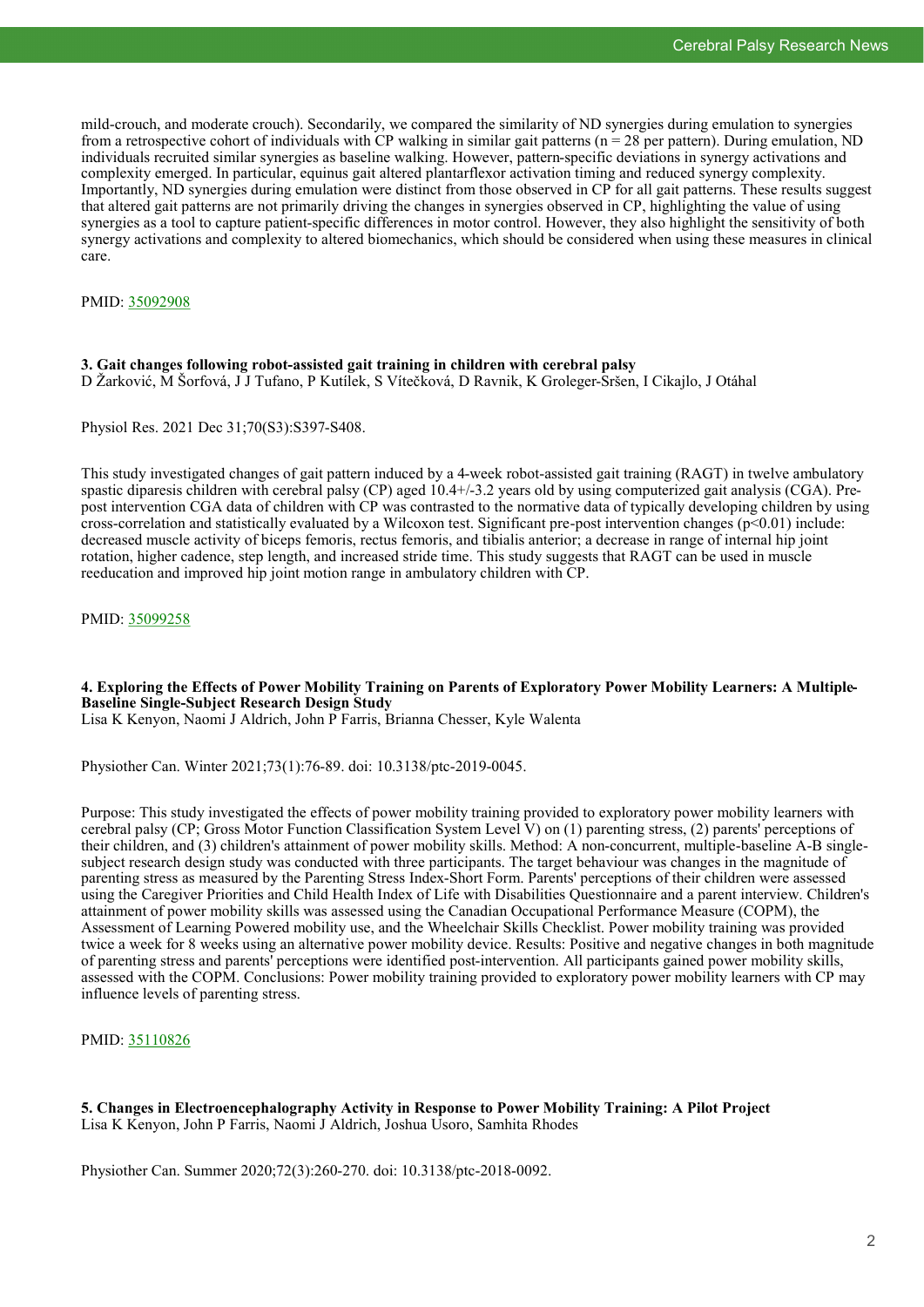mild-crouch, and moderate crouch). Secondarily, we compared the similarity of ND synergies during emulation to synergies from a retrospective cohort of individuals with CP walking in similar gait patterns (n = 28 per pattern). During emulation, ND individuals recruited similar synergies as baseline walking. However, pattern-specific deviations in synergy activations and complexity emerged. In particular, equinus gait altered plantarflexor activation timing and reduced synergy complexity. Importantly, ND synergies during emulation were distinct from those observed in CP for all gait patterns. These results suggest that altered gait patterns are not primarily driving the changes in synergies observed in CP, highlighting the value of using synergies as a tool to capture patient-specific differences in motor control. However, they also highlight the sensitivity of both synergy activations and complexity to altered biomechanics, which should be considered when using these measures in clinical care.

PMID: 35092908

### 3. Gait changes following robot-assisted gait training in children with cerebral palsy

D Žarković, M Šorfová, J J Tufano, P Kutílek, S Vítečková, D Ravnik, K Groleger-Sršen, I Cikajlo, J Otáhal

Physiol Res. 2021 Dec 31;70(S3):S397-S408.

This study investigated changes of gait pattern induced by a 4-week robot-assisted gait training (RAGT) in twelve ambulatory spastic diparesis children with cerebral palsy (CP) aged 10.4+/-3.2 years old by using computerized gait analysis (CGA). Pre-post intervention CGA data of children with CP was contrasted to the normative data of typically developing children by using cross-correlation and statistically evaluated by a Wilcoxon test. Significant pre-post intervention changes ($p<0.01$) include: decreased muscle activity of biceps femoris, rectus femoris, and tibialis anterior; a decrease in range of internal hip joint rotation, higher cadence, step length, and increased stride time. This study suggests that RAGT can be used in muscle reeducation and improved hip joint motion range in ambulatory children with CP.

PMID: 35099258

### 4. Exploring the Effects of Power Mobility Training on Parents of Exploratory Power Mobility Learners: A Multiple-Baseline Single-Subject Research Design Study

Lisa K Kenyon, Naomi J Aldrich, John P Farris, Brianna Chesser, Kyle Walenta

Physiother Can. Winter 2021;73(1):76-89. doi: 10.3138/ptc-2019-0045.

Purpose: This study investigated the effects of power mobility training provided to exploratory power mobility learners with cerebral palsy (CP; Gross Motor Function Classification System Level V) on (1) parenting stress, (2) parents' perceptions of their children, and (3) children's attainment of power mobility skills. Method: A non-concurrent, multiple-baseline A-B single-subject research design study was conducted with three participants. The target behaviour was changes in the magnitude of parenting stress as measured by the Parenting Stress Index-Short Form. Parents' perceptions of their children were assessed using the Caregiver Priorities and Child Health Index of Life with Disabilities Questionnaire and a parent interview. Children's attainment of power mobility skills was assessed using the Canadian Occupational Performance Measure (COPM), the Assessment of Learning Powered mobility use, and the Wheelchair Skills Checklist. Power mobility training was provided twice a week for 8 weeks using an alternative power mobility device. Results: Positive and negative changes in both magnitude of parenting stress and parents' perceptions were identified post-intervention. All participants gained power mobility skills, assessed with the COPM. Conclusions: Power mobility training provided to exploratory power mobility learners with CP may influence levels of parenting stress.

PMID: 35110826

### 5. Changes in Electroencephalography Activity in Response to Power Mobility Training: A Pilot Project

Lisa K Kenyon, John P Farris, Naomi J Aldrich, Joshua Usoro, Samhita Rhodes

Physiother Can. Summer 2020;72(3):260-270. doi: 10.3138/ptc-2018-0092.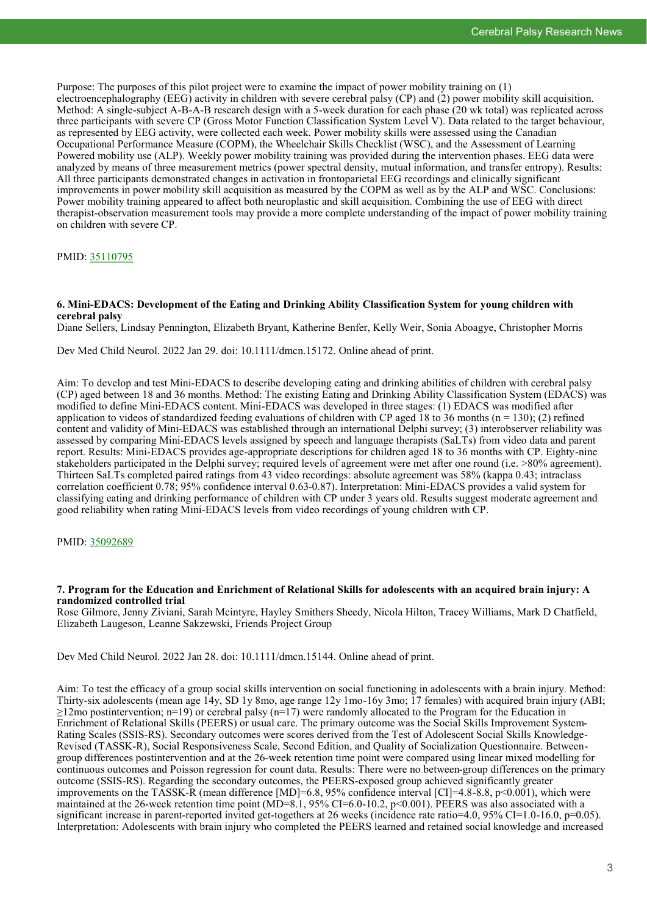Purpose: The purposes of this pilot project were to examine the impact of power mobility training on (1) electroencephalography (EEG) activity in children with severe cerebral palsy (CP) and (2) power mobility skill acquisition. Method: A single-subject A-B-A-B research design with a 5-week duration for each phase (20 wk total) was replicated across three participants with severe CP (Gross Motor Function Classification System Level V). Data related to the target behaviour, as represented by EEG activity, were collected each week. Power mobility skills were assessed using the Canadian Occupational Performance Measure (COPM), the Wheelchair Skills Checklist (WSC), and the Assessment of Learning Powered mobility use (ALP). Weekly power mobility training was provided during the intervention phases. EEG data were analyzed by means of three measurement metrics (power spectral density, mutual information, and transfer entropy). Results: All three participants demonstrated changes in activation in frontoparietal EEG recordings and clinically significant improvements in power mobility skill acquisition as measured by the COPM as well as by the ALP and WSC. Conclusions: Power mobility training appeared to affect both neuroplastic and skill acquisition. Combining the use of EEG with direct therapist-observation measurement tools may provide a more complete understanding of the impact of power mobility training on children with severe CP.

PMID: 35110795

**6. Mini-EDACS: Development of the Eating and Drinking Ability Classification System for young children with cerebral palsy**

Diane Sellers, Lindsay Pennington, Elizabeth Bryant, Katherine Benfer, Kelly Weir, Sonia Aboagye, Christopher Morris

Dev Med Child Neurol. 2022 Jan 29. doi: 10.1111/dmcn.15172. Online ahead of print.

Aim: To develop and test Mini-EDACS to describe developing eating and drinking abilities of children with cerebral palsy (CP) aged between 18 and 36 months. Method: The existing Eating and Drinking Ability Classification System (EDACS) was modified to define Mini-EDACS content. Mini-EDACS was developed in three stages: (1) EDACS was modified after application to videos of standardized feeding evaluations of children with CP aged 18 to 36 months (n = 130); (2) refined content and validity of Mini-EDACS was established through an international Delphi survey; (3) interobserver reliability was assessed by comparing Mini-EDACS levels assigned by speech and language therapists (SaLTs) from video data and parent report. Results: Mini-EDACS provides age-appropriate descriptions for children aged 18 to 36 months with CP. Eighty-nine stakeholders participated in the Delphi survey; required levels of agreement were met after one round (i.e. >80% agreement). Thirteen SaLTs completed paired ratings from 43 video recordings: absolute agreement was 58% (kappa 0.43; intraclass correlation coefficient 0.78; 95% confidence interval 0.63-0.87). Interpretation: Mini-EDACS provides a valid system for classifying eating and drinking performance of children with CP under 3 years old. Results suggest moderate agreement and good reliability when rating Mini-EDACS levels from video recordings of young children with CP.

PMID: 35092689

**7. Program for the Education and Enrichment of Relational Skills for adolescents with an acquired brain injury: A randomized controlled trial**

Rose Gilmore, Jenny Ziviani, Sarah Mcintyre, Hayley Smithers Sheedy, Nicola Hilton, Tracey Williams, Mark D Chatfield, Elizabeth Laugeson, Leanne Sakzewski, Friends Project Group

Dev Med Child Neurol. 2022 Jan 28. doi: 10.1111/dmcn.15144. Online ahead of print.

Aim: To test the efficacy of a group social skills intervention on social functioning in adolescents with a brain injury. Method: Thirty-six adolescents (mean age 14y, SD 1y 8mo, age range 12y 1mo-16y 3mo; 17 females) with acquired brain injury (ABI; ≥12mo postintervention; n=19) or cerebral palsy (n=17) were randomly allocated to the Program for the Education in Enrichment of Relational Skills (PEERS) or usual care. The primary outcome was the Social Skills Improvement System-Rating Scales (SSIS-RS). Secondary outcomes were scores derived from the Test of Adolescent Social Skills Knowledge-Revised (TASSK-R), Social Responsiveness Scale, Second Edition, and Quality of Socialization Questionnaire. Between-group differences postintervention and at the 26-week retention time point were compared using linear mixed modelling for continuous outcomes and Poisson regression for count data. Results: There were no between-group differences on the primary outcome (SSIS-RS). Regarding the secondary outcomes, the PEERS-exposed group achieved significantly greater improvements on the TASSK-R (mean difference [MD]=6.8, 95% confidence interval [CI]=4.8-8.8, p<0.001), which were maintained at the 26-week retention time point (MD=8.1, 95% CI=6.0-10.2, p<0.001). PEERS was also associated with a significant increase in parent-reported invited get-togethers at 26 weeks (incidence rate ratio=4.0, 95% CI=1.0-16.0, p=0.05). Interpretation: Adolescents with brain injury who completed the PEERS learned and retained social knowledge and increased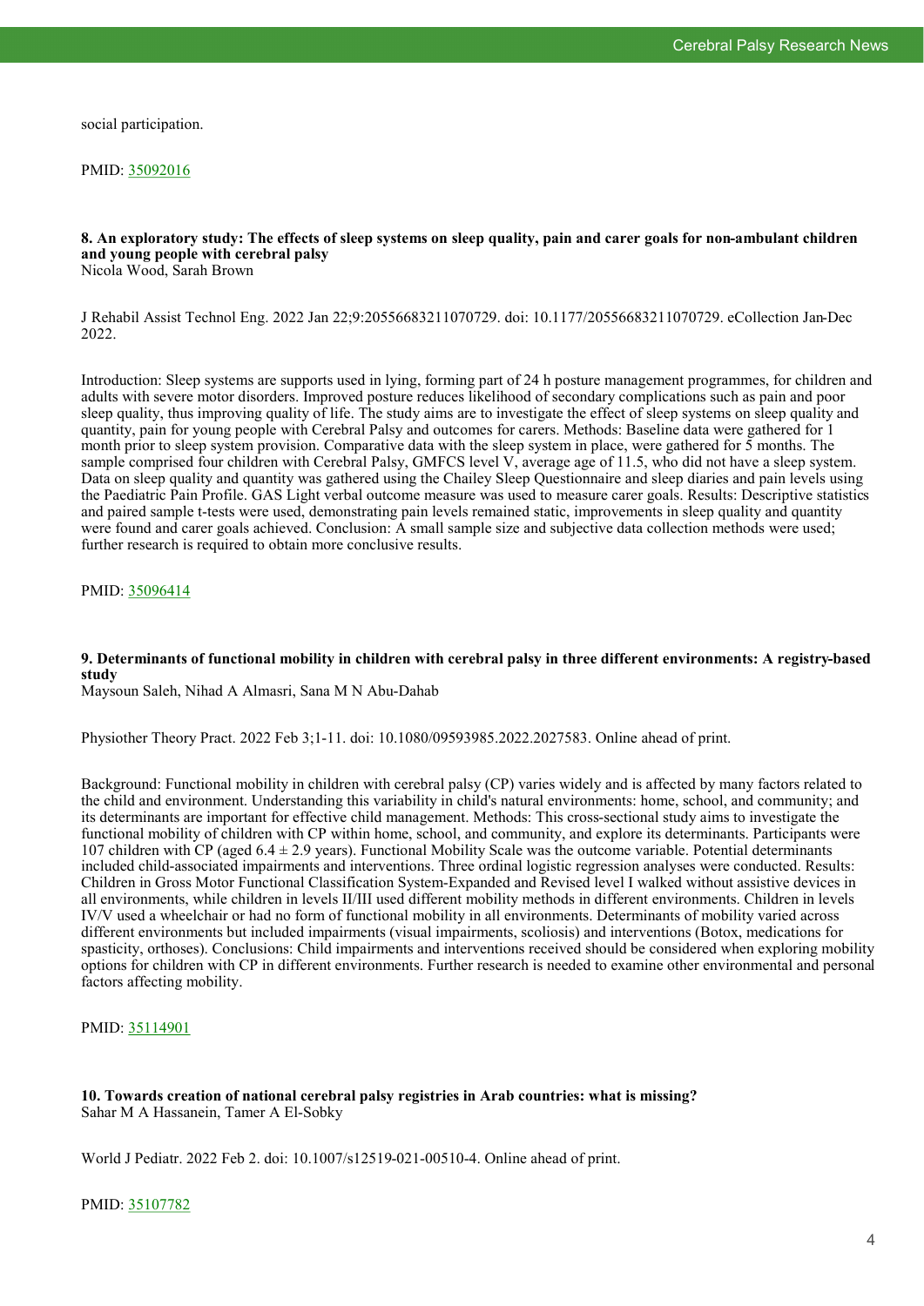social participation.

PMID: [35092016](https://pubmed.ncbi.nlm.nih.gov/35092016)

### 8. An exploratory study: The effects of sleep systems on sleep quality, pain and carer goals for non-ambulant children and young people with cerebral palsy

Nicola Wood, Sarah Brown

J Rehabil Assist Technol Eng. 2022 Jan 22;9:20556683211070729. doi: 10.1177/20556683211070729. eCollection Jan-Dec 2022.

Introduction: Sleep systems are supports used in lying, forming part of 24 h posture management programmes, for children and adults with severe motor disorders. Improved posture reduces likelihood of secondary complications such as pain and poor sleep quality, thus improving quality of life. The study aims are to investigate the effect of sleep systems on sleep quality and quantity, pain for young people with Cerebral Palsy and outcomes for carers. Methods: Baseline data were gathered for 1 month prior to sleep system provision. Comparative data with the sleep system in place, were gathered for 5 months. The sample comprised four children with Cerebral Palsy, GMFCS level V, average age of 11.5, who did not have a sleep system. Data on sleep quality and quantity was gathered using the Chailey Sleep Questionnaire and sleep diaries and pain levels using the Paediatric Pain Profile. GAS Light verbal outcome measure was used to measure carer goals. Results: Descriptive statistics and paired sample t-tests were used, demonstrating pain levels remained static, improvements in sleep quality and quantity were found and carer goals achieved. Conclusion: A small sample size and subjective data collection methods were used; further research is required to obtain more conclusive results.

PMID: [35096414](https://pubmed.ncbi.nlm.nih.gov/35096414)

### 9. Determinants of functional mobility in children with cerebral palsy in three different environments: A registry-based study

Maysoun Saleh, Nihad A Almasri, Sana M N Abu-Dahab

Physiother Theory Pract. 2022 Feb 3;1-11. doi: 10.1080/09593985.2022.2027583. Online ahead of print.

Background: Functional mobility in children with cerebral palsy (CP) varies widely and is affected by many factors related to the child and environment. Understanding this variability in child's natural environments: home, school, and community; and its determinants are important for effective child management. Methods: This cross-sectional study aims to investigate the functional mobility of children with CP within home, school, and community, and explore its determinants. Participants were 107 children with CP (aged 6.4 ± 2.9 years). Functional Mobility Scale was the outcome variable. Potential determinants included child-associated impairments and interventions. Three ordinal logistic regression analyses were conducted. Results: Children in Gross Motor Functional Classification System-Expanded and Revised level I walked without assistive devices in all environments, while children in levels II/III used different mobility methods in different environments. Children in levels IV/V used a wheelchair or had no form of functional mobility in all environments. Determinants of mobility varied across different environments but included impairments (visual impairments, scoliosis) and interventions (Botox, medications for spasticity, orthoses). Conclusions: Child impairments and interventions received should be considered when exploring mobility options for children with CP in different environments. Further research is needed to examine other environmental and personal factors affecting mobility.

PMID: [35114901](https://pubmed.ncbi.nlm.nih.gov/35114901)

### 10. Towards creation of national cerebral palsy registries in Arab countries: what is missing?

Sahar M A Hassanein, Tamer A El-Sobky

World J Pediatr. 2022 Feb 2. doi: 10.1007/s12519-021-00510-4. Online ahead of print.

PMID: [35107782](https://pubmed.ncbi.nlm.nih.gov/35107782)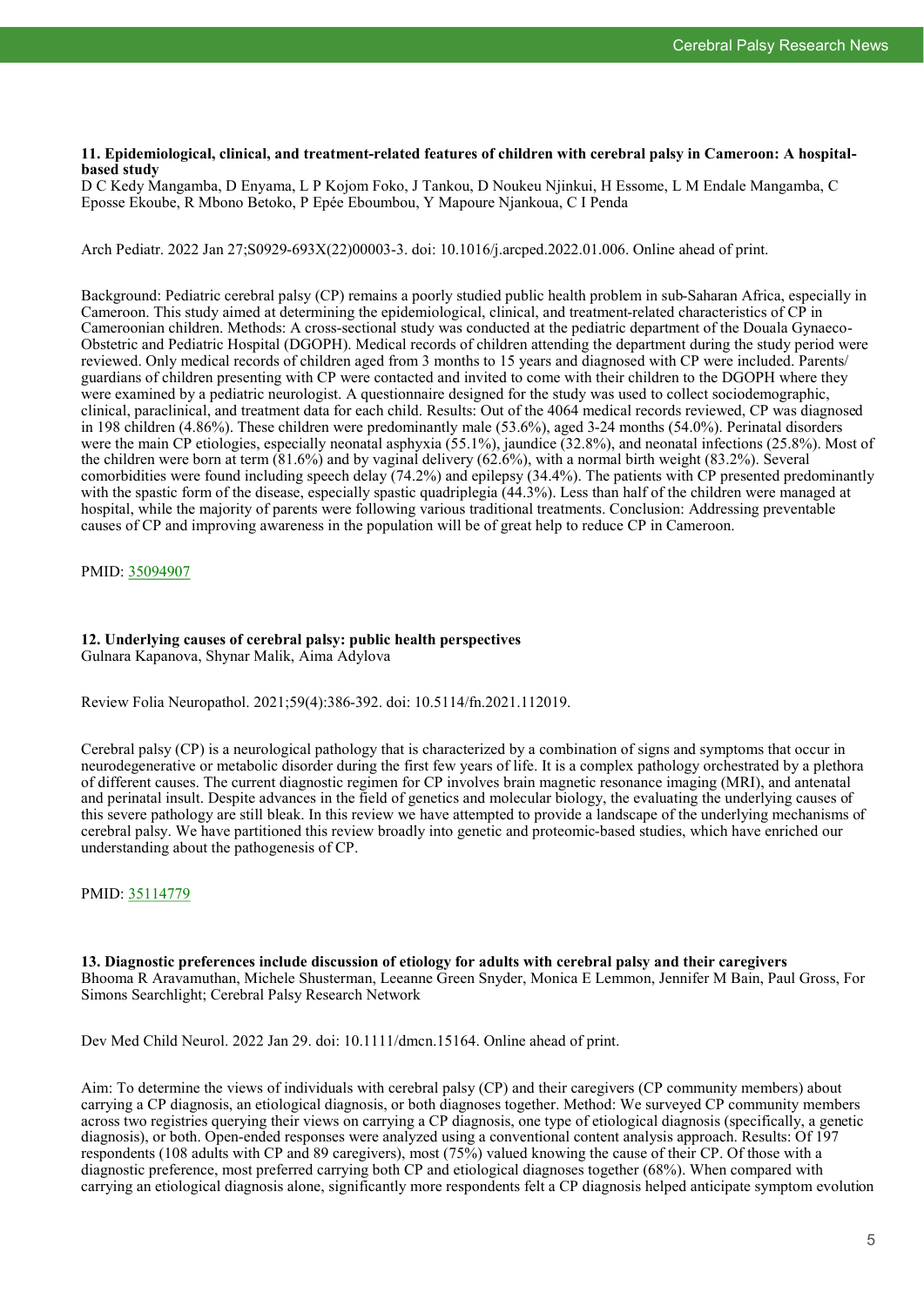### 11. Epidemiological, clinical, and treatment-related features of children with cerebral palsy in Cameroon: A hospital-based study

D C Kedy Mangamba, D Enyama, L P Kojom Foko, J Tankou, D Noukeu Njinkui, H Essome, L M Endale Mangamba, C Eposse Ekoube, R Mbono Betoko, P Epée Eboumbou, Y Mapoure Njankoua, C I Penda

Arch Pediatr. 2022 Jan 27;S0929-693X(22)00003-3. doi: 10.1016/j.arcped.2022.01.006. Online ahead of print.

Background: Pediatric cerebral palsy (CP) remains a poorly studied public health problem in sub-Saharan Africa, especially in Cameroon. This study aimed at determining the epidemiological, clinical, and treatment-related characteristics of CP in Cameroonian children. Methods: A cross-sectional study was conducted at the pediatric department of the Douala Gynaeco-Obstetric and Pediatric Hospital (DGOPH). Medical records of children attending the department during the study period were reviewed. Only medical records of children aged from 3 months to 15 years and diagnosed with CP were included. Parents/guardians of children presenting with CP were contacted and invited to come with their children to the DGOPH where they were examined by a pediatric neurologist. A questionnaire designed for the study was used to collect sociodemographic, clinical, paraclinical, and treatment data for each child. Results: Out of the 4064 medical records reviewed, CP was diagnosed in 198 children (4.86%). These children were predominantly male (53.6%), aged 3-24 months (54.0%). Perinatal disorders were the main CP etiologies, especially neonatal asphyxia (55.1%), jaundice (32.8%), and neonatal infections (25.8%). Most of the children were born at term (81.6%) and by vaginal delivery (62.6%), with a normal birth weight (83.2%). Several comorbidities were found including speech delay (74.2%) and epilepsy (34.4%). The patients with CP presented predominantly with the spastic form of the disease, especially spastic quadriplegia (44.3%). Less than half of the children were managed at hospital, while the majority of parents were following various traditional treatments. Conclusion: Addressing preventable causes of CP and improving awareness in the population will be of great help to reduce CP in Cameroon.

PMID: 35094907

### 12. Underlying causes of cerebral palsy: public health perspectives

Gulnara Kapanova, Shynar Malik, Aima Adylova

Review Folia Neuropathol. 2021;59(4):386-392. doi: 10.5114/fn.2021.112019.

Cerebral palsy (CP) is a neurological pathology that is characterized by a combination of signs and symptoms that occur in neurodegenerative or metabolic disorder during the first few years of life. It is a complex pathology orchestrated by a plethora of different causes. The current diagnostic regimen for CP involves brain magnetic resonance imaging (MRI), and antenatal and perinatal insult. Despite advances in the field of genetics and molecular biology, the evaluating the underlying causes of this severe pathology are still bleak. In this review we have attempted to provide a landscape of the underlying mechanisms of cerebral palsy. We have partitioned this review broadly into genetic and proteomic-based studies, which have enriched our understanding about the pathogenesis of CP.

PMID: 35114779

### 13. Diagnostic preferences include discussion of etiology for adults with cerebral palsy and their caregivers

Bhooma R Aravamuthan, Michele Shusterman, Leeanne Green Snyder, Monica E Lemmon, Jennifer M Bain, Paul Gross, For Simons Searchlight; Cerebral Palsy Research Network

Dev Med Child Neurol. 2022 Jan 29. doi: 10.1111/dmcn.15164. Online ahead of print.

Aim: To determine the views of individuals with cerebral palsy (CP) and their caregivers (CP community members) about carrying a CP diagnosis, an etiological diagnosis, or both diagnoses together. Method: We surveyed CP community members across two registries querying their views on carrying a CP diagnosis, one type of etiological diagnosis (specifically, a genetic diagnosis), or both. Open-ended responses were analyzed using a conventional content analysis approach. Results: Of 197 respondents (108 adults with CP and 89 caregivers), most (75%) valued knowing the cause of their CP. Of those with a diagnostic preference, most preferred carrying both CP and etiological diagnoses together (68%). When compared with carrying an etiological diagnosis alone, significantly more respondents felt a CP diagnosis helped anticipate symptom evolution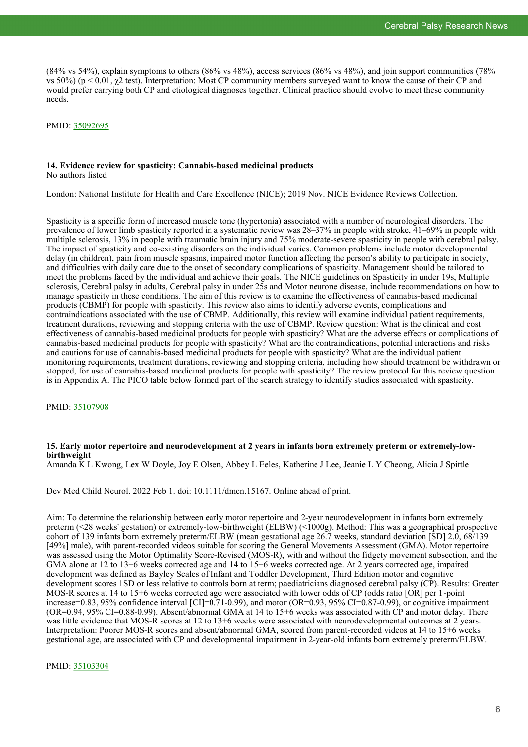(84% vs 54%), explain symptoms to others (86% vs 48%), access services (86% vs 48%), and join support communities (78% vs 50%) ($p < 0.01$, $\chi 2$ test). Interpretation: Most CP community members surveyed want to know the cause of their CP and would prefer carrying both CP and etiological diagnoses together. Clinical practice should evolve to meet these community needs.

PMID: 35092695

### 14. Evidence review for spasticity: Cannabis-based medicinal products

No authors listed

London: National Institute for Health and Care Excellence (NICE); 2019 Nov. NICE Evidence Reviews Collection.

Spasticity is a specific form of increased muscle tone (hypertonia) associated with a number of neurological disorders. The prevalence of lower limb spasticity reported in a systematic review was 28–37% in people with stroke, 41–69% in people with multiple sclerosis, 13% in people with traumatic brain injury and 75% moderate-severe spasticity in people with cerebral palsy. The impact of spasticity and co-existing disorders on the individual varies. Common problems include motor developmental delay (in children), pain from muscle spasms, impaired motor function affecting the person's ability to participate in society, and difficulties with daily care due to the onset of secondary complications of spasticity. Management should be tailored to meet the problems faced by the individual and achieve their goals. The NICE guidelines on Spasticity in under 19s, Multiple sclerosis, Cerebral palsy in adults, Cerebral palsy in under 25s and Motor neurone disease, include recommendations on how to manage spasticity in these conditions. The aim of this review is to examine the effectiveness of cannabis-based medicinal products (CBMP) for people with spasticity. This review also aims to identify adverse events, complications and contraindications associated with the use of CBMP. Additionally, this review will examine individual patient requirements, treatment durations, reviewing and stopping criteria with the use of CBMP. Review question: What is the clinical and cost effectiveness of cannabis-based medicinal products for people with spasticity? What are the adverse effects or complications of cannabis-based medicinal products for people with spasticity? What are the contraindications, potential interactions and risks and cautions for use of cannabis-based medicinal products for people with spasticity? What are the individual patient monitoring requirements, treatment durations, reviewing and stopping criteria, including how should treatment be withdrawn or stopped, for use of cannabis-based medicinal products for people with spasticity? The review protocol for this review question is in Appendix A. The PICO table below formed part of the search strategy to identify studies associated with spasticity.

PMID: 35107908

### 15. Early motor repertoire and neurodevelopment at 2 years in infants born extremely preterm or extremely-low-birthweight

Amanda K L Kwong, Lex W Doyle, Joy E Olsen, Abbey L Eeles, Katherine J Lee, Jeanie L Y Cheong, Alicia J Spittle

Dev Med Child Neurol. 2022 Feb 1. doi: 10.1111/dmcn.15167. Online ahead of print.

Aim: To determine the relationship between early motor repertoire and 2-year neurodevelopment in infants born extremely preterm (<28 weeks' gestation) or extremely-low-birthweight (ELBW) (<1000g). Method: This was a geographical prospective cohort of 139 infants born extremely preterm/ELBW (mean gestational age 26.7 weeks, standard deviation [SD] 2.0, 68/139 [49%] male), with parent-recorded videos suitable for scoring the General Movements Assessment (GMA). Motor repertoire was assessed using the Motor Optimality Score-Revised (MOS-R), with and without the fidgety movement subsection, and the GMA alone at 12 to 13+6 weeks corrected age and 14 to 15+6 weeks corrected age. At 2 years corrected age, impaired development was defined as Bayley Scales of Infant and Toddler Development, Third Edition motor and cognitive development scores 1SD or less relative to controls born at term; paediatricians diagnosed cerebral palsy (CP). Results: Greater MOS-R scores at 14 to 15+6 weeks corrected age were associated with lower odds of CP (odds ratio [OR] per 1-point increase=0.83, 95% confidence interval [CI]=0.71-0.99), and motor (OR=0.93, 95% CI=0.87-0.99), or cognitive impairment (OR=0.94, 95% CI=0.88-0.99). Absent/abnormal GMA at 14 to 15+6 weeks was associated with CP and motor delay. There was little evidence that MOS-R scores at 12 to 13+6 weeks were associated with neurodevelopmental outcomes at 2 years. Interpretation: Poorer MOS-R scores and absent/abnormal GMA, scored from parent-recorded videos at 14 to 15+6 weeks gestational age, are associated with CP and developmental impairment in 2-year-old infants born extremely preterm/ELBW.

PMID: 35103304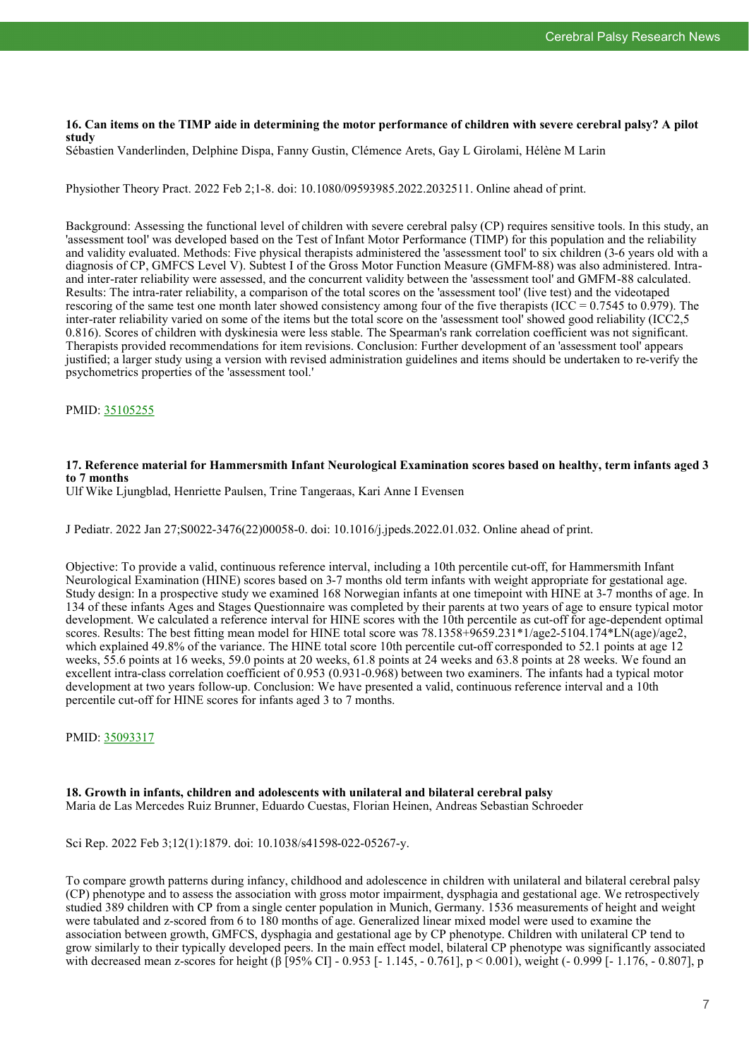### 16. Can items on the TIMP aide in determining the motor performance of children with severe cerebral palsy? A pilot study

Sébastien Vanderlinden, Delphine Dispa, Fanny Gustin, Clémence Arets, Gay L Girolami, Hélène M Larin

Physiother Theory Pract. 2022 Feb 2;1-8. doi: 10.1080/09593985.2022.2032511. Online ahead of print.

Background: Assessing the functional level of children with severe cerebral palsy (CP) requires sensitive tools. In this study, an 'assessment tool' was developed based on the Test of Infant Motor Performance (TIMP) for this population and the reliability and validity evaluated. Methods: Five physical therapists administered the 'assessment tool' to six children (3-6 years old with a diagnosis of CP, GMFCS Level V). Subtest I of the Gross Motor Function Measure (GMFM-88) was also administered. Intra- and inter-rater reliability were assessed, and the concurrent validity between the 'assessment tool' and GMFM-88 calculated. Results: The intra-rater reliability, a comparison of the total scores on the 'assessment tool' (live test) and the videotaped rescoring of the same test one month later showed consistency among four of the five therapists (ICC = 0.7545 to 0.979). The inter-rater reliability varied on some of the items but the total score on the 'assessment tool' showed good reliability (ICC2,5 0.816). Scores of children with dyskinesia were less stable. The Spearman's rank correlation coefficient was not significant. Therapists provided recommendations for item revisions. Conclusion: Further development of an 'assessment tool' appears justified; a larger study using a version with revised administration guidelines and items should be undertaken to re-verify the psychometrics properties of the 'assessment tool.'

PMID: [35105255](https://pubmed.ncbi.nlm.nih.gov/35105255)

### 17. Reference material for Hammersmith Infant Neurological Examination scores based on healthy, term infants aged 3 to 7 months

Ulf Wike Ljungblad, Henriette Paulsen, Trine Tangeraas, Kari Anne I Evensen

J Pediatr. 2022 Jan 27;S0022-3476(22)00058-0. doi: 10.1016/j.jpeds.2022.01.032. Online ahead of print.

Objective: To provide a valid, continuous reference interval, including a 10th percentile cut-off, for Hammersmith Infant Neurological Examination (HINE) scores based on 3-7 months old term infants with weight appropriate for gestational age. Study design: In a prospective study we examined 168 Norwegian infants at one timepoint with HINE at 3-7 months of age. In 134 of these infants Ages and Stages Questionnaire was completed by their parents at two years of age to ensure typical motor development. We calculated a reference interval for HINE scores with the 10th percentile as cut-off for age-dependent optimal scores. Results: The best fitting mean model for HINE total score was 78.1358+9659.231*1/age2-5104.174*LN(age)/age2, which explained 49.8% of the variance. The HINE total score 10th percentile cut-off corresponded to 52.1 points at age 12 weeks, 55.6 points at 16 weeks, 59.0 points at 20 weeks, 61.8 points at 24 weeks and 63.8 points at 28 weeks. We found an excellent intra-class correlation coefficient of 0.953 (0.931-0.968) between two examiners. The infants had a typical motor development at two years follow-up. Conclusion: We have presented a valid, continuous reference interval and a 10th percentile cut-off for HINE scores for infants aged 3 to 7 months.

PMID: [35093317](https://pubmed.ncbi.nlm.nih.gov/35093317)

### 18. Growth in infants, children and adolescents with unilateral and bilateral cerebral palsy

Maria de Las Mercedes Ruiz Brunner, Eduardo Cuestas, Florian Heinen, Andreas Sebastian Schroeder

Sci Rep. 2022 Feb 3;12(1):1879. doi: 10.1038/s41598-022-05267-y.

To compare growth patterns during infancy, childhood and adolescence in children with unilateral and bilateral cerebral palsy (CP) phenotype and to assess the association with gross motor impairment, dysphagia and gestational age. We retrospectively studied 389 children with CP from a single center population in Munich, Germany. 1536 measurements of height and weight were tabulated and z-scored from 6 to 180 months of age. Generalized linear mixed model were used to examine the association between growth, GMFCS, dysphagia and gestational age by CP phenotype. Children with unilateral CP tend to grow similarly to their typically developed peers. In the main effect model, bilateral CP phenotype was significantly associated with decreased mean z-scores for height (β [95% CI] - 0.953 [- 1.145, - 0.761], $p < 0.001$), weight (- 0.999 [- 1.176, - 0.807], p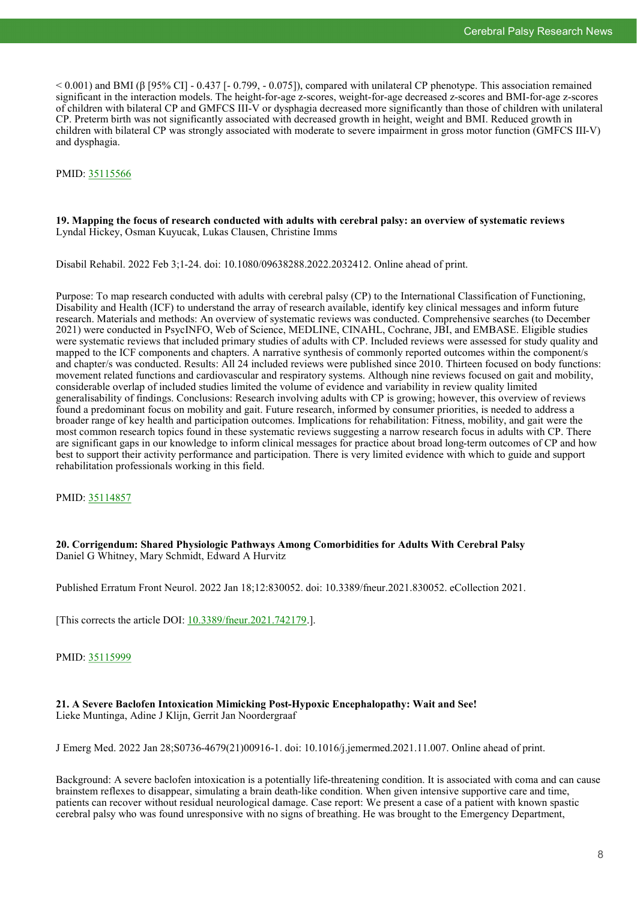< 0.001) and BMI (β [95% CI] - 0.437 [- 0.799, - 0.075]), compared with unilateral CP phenotype. This association remained significant in the interaction models. The height-for-age z-scores, weight-for-age decreased z-scores and BMI-for-age z-scores of children with bilateral CP and GMFCS III-V or dysphagia decreased more significantly than those of children with unilateral CP. Preterm birth was not significantly associated with decreased growth in height, weight and BMI. Reduced growth in children with bilateral CP was strongly associated with moderate to severe impairment in gross motor function (GMFCS III-V) and dysphagia.

PMID: 35115566

**19. Mapping the focus of research conducted with adults with cerebral palsy: an overview of systematic reviews**
Lyndal Hickey, Osman Kuyucak, Lukas Clausen, Christine Imms

Disabil Rehabil. 2022 Feb 3;1-24. doi: 10.1080/09638288.2022.2032412. Online ahead of print.

Purpose: To map research conducted with adults with cerebral palsy (CP) to the International Classification of Functioning, Disability and Health (ICF) to understand the array of research available, identify key clinical messages and inform future research. Materials and methods: An overview of systematic reviews was conducted. Comprehensive searches (to December 2021) were conducted in PsycINFO, Web of Science, MEDLINE, CINAHL, Cochrane, JBI, and EMBASE. Eligible studies were systematic reviews that included primary studies of adults with CP. Included reviews were assessed for study quality and mapped to the ICF components and chapters. A narrative synthesis of commonly reported outcomes within the component/s and chapter/s was conducted. Results: All 24 included reviews were published since 2010. Thirteen focused on body functions: movement related functions and cardiovascular and respiratory systems. Although nine reviews focused on gait and mobility, considerable overlap of included studies limited the volume of evidence and variability in review quality limited generalisability of findings. Conclusions: Research involving adults with CP is growing; however, this overview of reviews found a predominant focus on mobility and gait. Future research, informed by consumer priorities, is needed to address a broader range of key health and participation outcomes. Implications for rehabilitation: Fitness, mobility, and gait were the most common research topics found in these systematic reviews suggesting a narrow research focus in adults with CP. There are significant gaps in our knowledge to inform clinical messages for practice about broad long-term outcomes of CP and how best to support their activity performance and participation. There is very limited evidence with which to guide and support rehabilitation professionals working in this field.

PMID: 35114857

**20. Corrigendum: Shared Physiologic Pathways Among Comorbidities for Adults With Cerebral Palsy**
Daniel G Whitney, Mary Schmidt, Edward A Hurvitz

Published Erratum Front Neurol. 2022 Jan 18;12:830052. doi: 10.3389/fneur.2021.830052. eCollection 2021.

[This corrects the article DOI: 10.3389/fneur.2021.742179.].

PMID: 35115999

**21. A Severe Baclofen Intoxication Mimicking Post-Hypoxic Encephalopathy: Wait and See!**
Lieke Muntinga, Adine J Klijn, Gerrit Jan Noordergraaf

J Emerg Med. 2022 Jan 28;S0736-4679(21)00916-1. doi: 10.1016/j.jemermed.2021.11.007. Online ahead of print.

Background: A severe baclofen intoxication is a potentially life-threatening condition. It is associated with coma and can cause brainstem reflexes to disappear, simulating a brain death-like condition. When given intensive supportive care and time, patients can recover without residual neurological damage. Case report: We present a case of a patient with known spastic cerebral palsy who was found unresponsive with no signs of breathing. He was brought to the Emergency Department,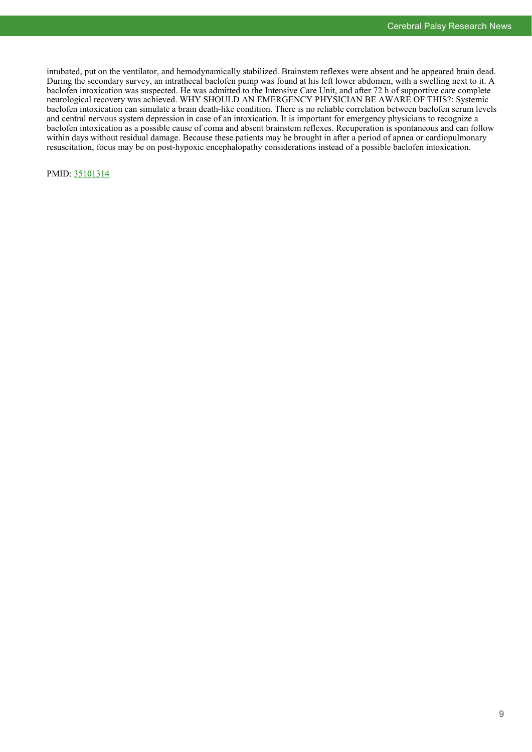intubated, put on the ventilator, and hemodynamically stabilized. Brainstem reflexes were absent and he appeared brain dead. During the secondary survey, an intrathecal baclofen pump was found at his left lower abdomen, with a swelling next to it. A baclofen intoxication was suspected. He was admitted to the Intensive Care Unit, and after 72 h of supportive care complete neurological recovery was achieved. WHY SHOULD AN EMERGENCY PHYSICIAN BE AWARE OF THIS?: Systemic baclofen intoxication can simulate a brain death-like condition. There is no reliable correlation between baclofen serum levels and central nervous system depression in case of an intoxication. It is important for emergency physicians to recognize a baclofen intoxication as a possible cause of coma and absent brainstem reflexes. Recuperation is spontaneous and can follow within days without residual damage. Because these patients may be brought in after a period of apnea or cardiopulmonary resuscitation, focus may be on post-hypoxic encephalopathy considerations instead of a possible baclofen intoxication.

PMID: 35101314